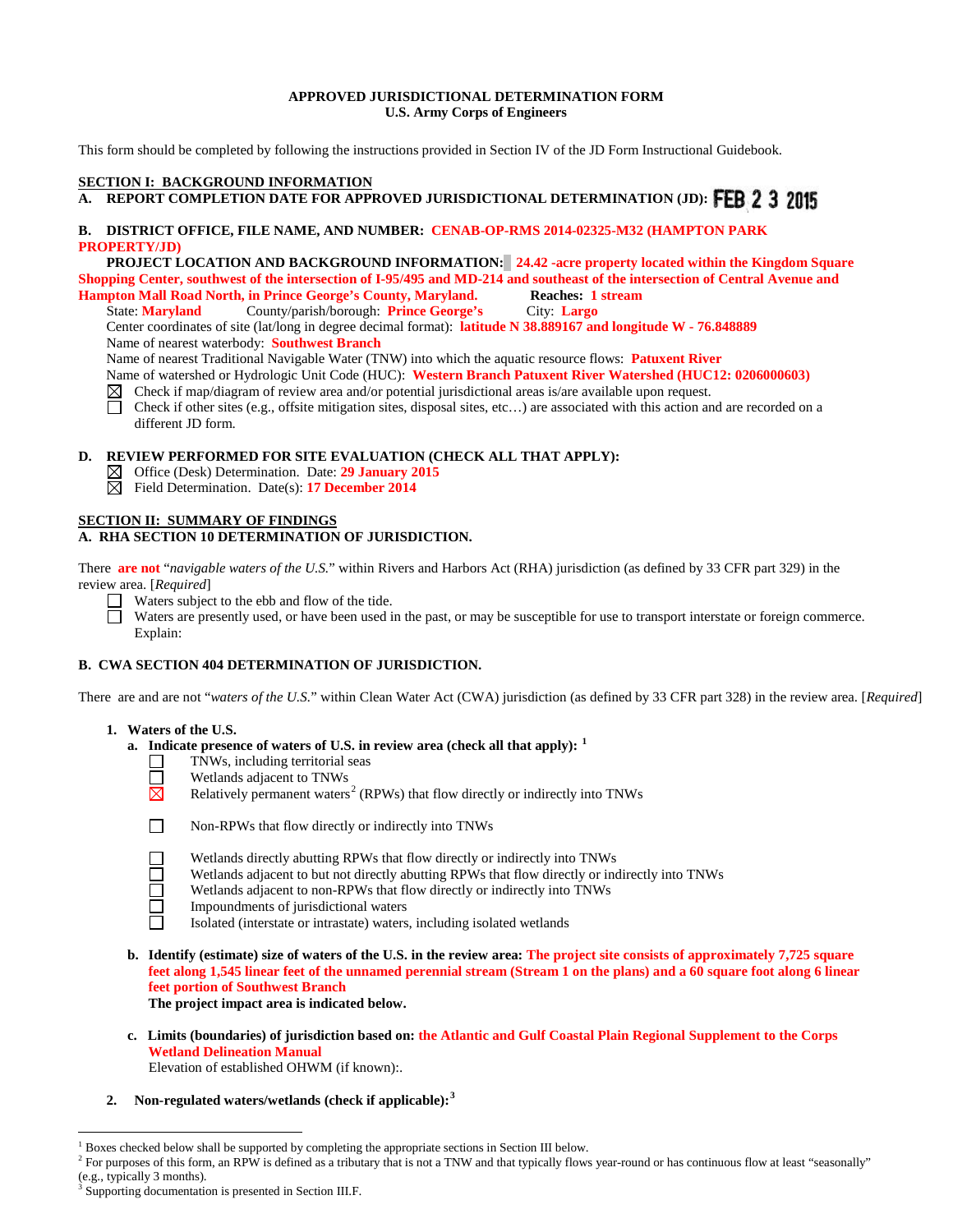**APPROVED JURISDICTIONAL DETERMINATION FORM**
**U.S. Army Corps of Engineers**

This form should be completed by following the instructions provided in Section IV of the JD Form Instructional Guidebook.

## SECTION I: BACKGROUND INFORMATION

**A. REPORT COMPLETION DATE FOR APPROVED JURISDICTIONAL DETERMINATION (JD):** FEB 2 3 2015

**B. DISTRICT OFFICE, FILE NAME, AND NUMBER:** **CENAB-OP-RMS 2014-02325-M32 (HAMPTON PARK PROPERTY/JD)**

**PROJECT LOCATION AND BACKGROUND INFORMATION:** **24.42 -acre property located within the Kingdom Square Shopping Center, southwest of the intersection of I-95/495 and MD-214 and southeast of the intersection of Central Avenue and Hampton Mall Road North, in Prince George's County, Maryland.** **Reaches:** **1 stream**

State: **Maryland** County/parish/borough: **Prince George's** City: **Largo**

Center coordinates of site (lat/long in degree decimal format): **latitude N 38.889167 and longitude W - 76.848889**

Name of nearest waterbody: **Southwest Branch**

Name of nearest Traditional Navigable Water (TNW) into which the aquatic resource flows: **Patuxent River**

Name of watershed or Hydrologic Unit Code (HUC): **Western Branch Patuxent River Watershed (HUC12: 0206000603)**

☒ Check if map/diagram of review area and/or potential jurisdictional areas is/are available upon request.

☐ Check if other sites (e.g., offsite mitigation sites, disposal sites, etc…) are associated with this action and are recorded on a different JD form.

**D. REVIEW PERFORMED FOR SITE EVALUATION (CHECK ALL THAT APPLY):**

☒ Office (Desk) Determination. Date: **29 January 2015**

☒ Field Determination. Date(s): **17 December 2014**

## SECTION II: SUMMARY OF FINDINGS

**A. RHA SECTION 10 DETERMINATION OF JURISDICTION.**

There **are not** "*navigable waters of the U.S.*" within Rivers and Harbors Act (RHA) jurisdiction (as defined by 33 CFR part 329) in the review area. [*Required*]

☐ Waters subject to the ebb and flow of the tide.

☐ Waters are presently used, or have been used in the past, or may be susceptible for use to transport interstate or foreign commerce. Explain:

**B. CWA SECTION 404 DETERMINATION OF JURISDICTION.**

There are and are not "*waters of the U.S.*" within Clean Water Act (CWA) jurisdiction (as defined by 33 CFR part 328) in the review area. [*Required*]

**1. Waters of the U.S.**

**a. Indicate presence of waters of U.S. in review area (check all that apply):** [1]

☐ TNWs, including territorial seas

☐ Wetlands adjacent to TNWs

☒ Relatively permanent waters[2] (RPWs) that flow directly or indirectly into TNWs

☐ Non-RPWs that flow directly or indirectly into TNWs

☐ Wetlands directly abutting RPWs that flow directly or indirectly into TNWs

☐ Wetlands adjacent to but not directly abutting RPWs that flow directly or indirectly into TNWs

☐ Wetlands adjacent to non-RPWs that flow directly or indirectly into TNWs

☐ Impoundments of jurisdictional waters

☐ Isolated (interstate or intrastate) waters, including isolated wetlands

**b. Identify (estimate) size of waters of the U.S. in the review area:** **The project site consists of approximately 7,725 square feet along 1,545 linear feet of the unnamed perennial stream (Stream 1 on the plans) and a 60 square foot along 6 linear feet portion of Southwest Branch**

**The project impact area is indicated below.**

**c. Limits (boundaries) of jurisdiction based on:** **the Atlantic and Gulf Coastal Plain Regional Supplement to the Corps Wetland Delineation Manual**

Elevation of established OHWM (if known):.

**2. Non-regulated waters/wetlands (check if applicable):**[3]

---

[1] Boxes checked below shall be supported by completing the appropriate sections in Section III below.

[2] For purposes of this form, an RPW is defined as a tributary that is not a TNW and that typically flows year-round or has continuous flow at least "seasonally" (e.g., typically 3 months).

[3] Supporting documentation is presented in Section III.F.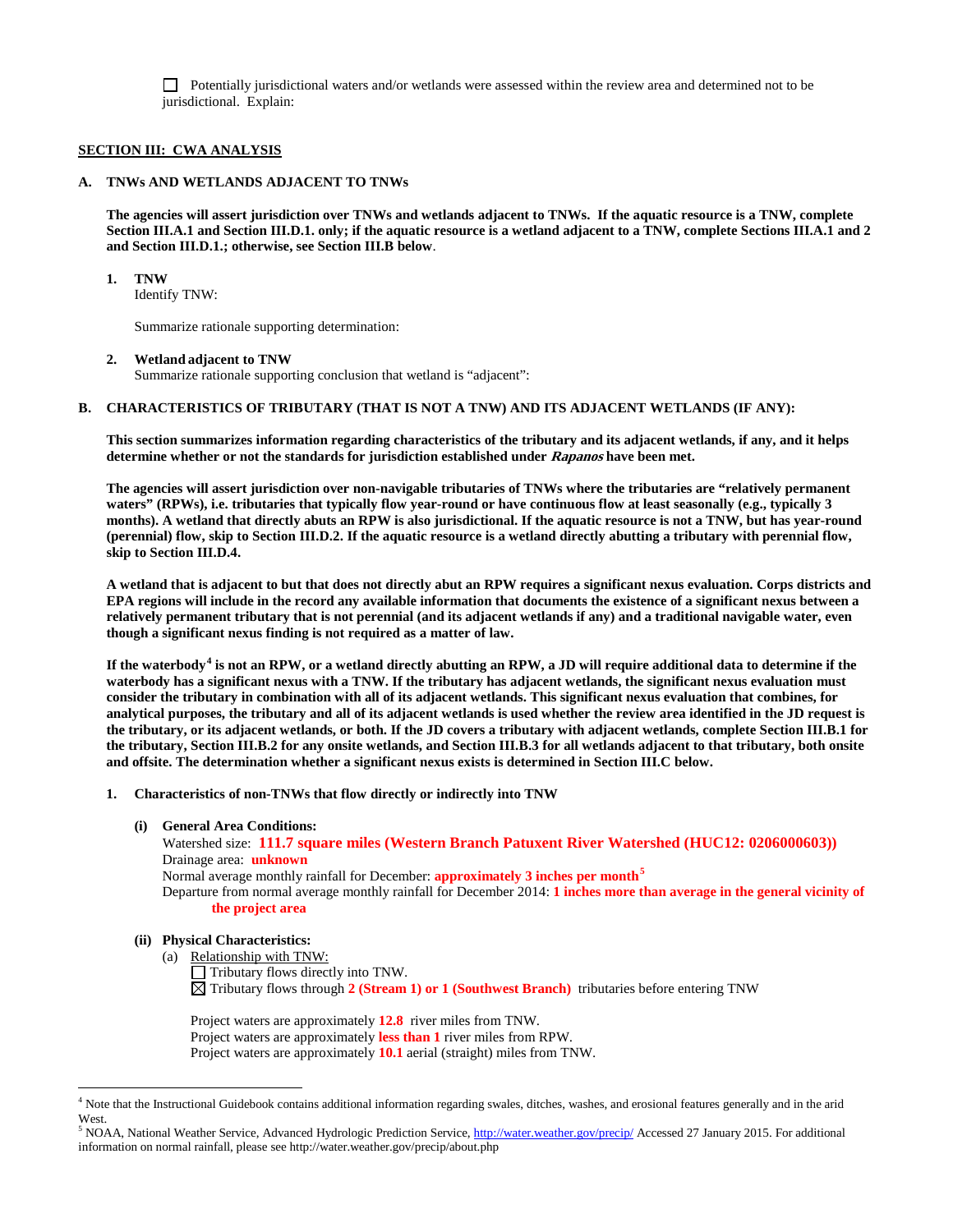☐ Potentially jurisdictional waters and/or wetlands were assessed within the review area and determined not to be jurisdictional. Explain:

## SECTION III: CWA ANALYSIS

### A. TNWs AND WETLANDS ADJACENT TO TNWs

**The agencies will assert jurisdiction over TNWs and wetlands adjacent to TNWs. If the aquatic resource is a TNW, complete Section III.A.1 and Section III.D.1. only; if the aquatic resource is a wetland adjacent to a TNW, complete Sections III.A.1 and 2 and Section III.D.1.; otherwise, see Section III.B below**.

**1. TNW**
Identify TNW:

Summarize rationale supporting determination:

**2. Wetland adjacent to TNW**
Summarize rationale supporting conclusion that wetland is "adjacent":

### B. CHARACTERISTICS OF TRIBUTARY (THAT IS NOT A TNW) AND ITS ADJACENT WETLANDS (IF ANY):

**This section summarizes information regarding characteristics of the tributary and its adjacent wetlands, if any, and it helps determine whether or not the standards for jurisdiction established under *Rapanos* have been met.**

**The agencies will assert jurisdiction over non-navigable tributaries of TNWs where the tributaries are "relatively permanent waters" (RPWs), i.e. tributaries that typically flow year-round or have continuous flow at least seasonally (e.g., typically 3 months). A wetland that directly abuts an RPW is also jurisdictional. If the aquatic resource is not a TNW, but has year-round (perennial) flow, skip to Section III.D.2. If the aquatic resource is a wetland directly abutting a tributary with perennial flow, skip to Section III.D.4.**

**A wetland that is adjacent to but that does not directly abut an RPW requires a significant nexus evaluation. Corps districts and EPA regions will include in the record any available information that documents the existence of a significant nexus between a relatively permanent tributary that is not perennial (and its adjacent wetlands if any) and a traditional navigable water, even though a significant nexus finding is not required as a matter of law.**

**If the waterbody[4] is not an RPW, or a wetland directly abutting an RPW, a JD will require additional data to determine if the waterbody has a significant nexus with a TNW. If the tributary has adjacent wetlands, the significant nexus evaluation must consider the tributary in combination with all of its adjacent wetlands. This significant nexus evaluation that combines, for analytical purposes, the tributary and all of its adjacent wetlands is used whether the review area identified in the JD request is the tributary, or its adjacent wetlands, or both. If the JD covers a tributary with adjacent wetlands, complete Section III.B.1 for the tributary, Section III.B.2 for any onsite wetlands, and Section III.B.3 for all wetlands adjacent to that tributary, both onsite and offsite. The determination whether a significant nexus exists is determined in Section III.C below.**

**1. Characteristics of non-TNWs that flow directly or indirectly into TNW**

**(i) General Area Conditions:**
Watershed size: **111.7 square miles (Western Branch Patuxent River Watershed (HUC12: 0206000603))**
Drainage area: **unknown**
Normal average monthly rainfall for December: **approximately 3 inches per month**[5]
Departure from normal average monthly rainfall for December 2014: **1 inches more than average in the general vicinity of the project area**

**(ii) Physical Characteristics:**
(a) Relationship with TNW:
☐ Tributary flows directly into TNW.
☒ Tributary flows through **2 (Stream 1) or 1 (Southwest Branch)** tributaries before entering TNW

Project waters are approximately **12.8** river miles from TNW.
Project waters are approximately **less than 1** river miles from RPW.
Project waters are approximately **10.1** aerial (straight) miles from TNW.

---

[4] Note that the Instructional Guidebook contains additional information regarding swales, ditches, washes, and erosional features generally and in the arid West.

[5] NOAA, National Weather Service, Advanced Hydrologic Prediction Service, http://water.weather.gov/precip/ Accessed 27 January 2015. For additional information on normal rainfall, please see http://water.weather.gov/precip/about.php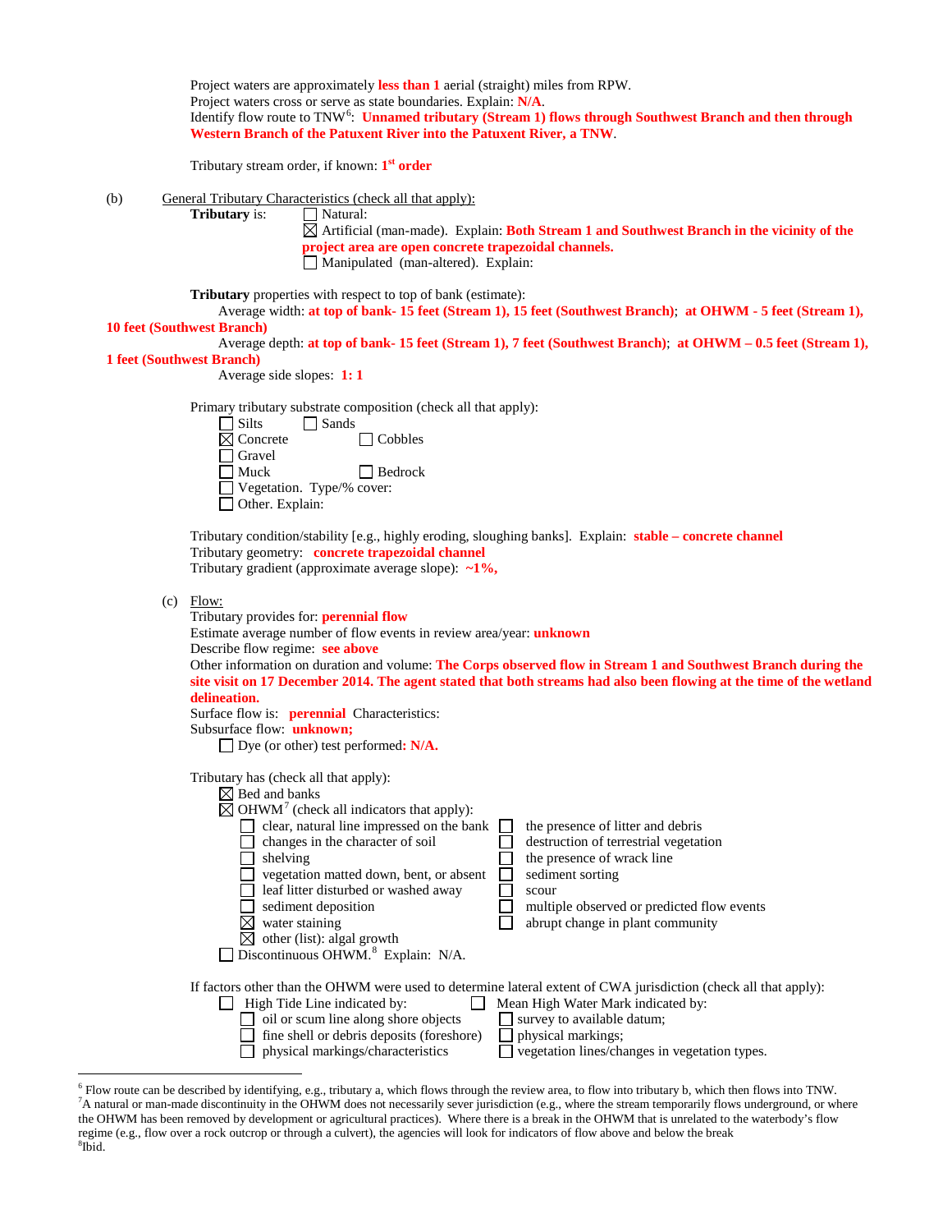Project waters are approximately **less than 1** aerial (straight) miles from RPW.
Project waters cross or serve as state boundaries. Explain: **N/A**.
Identify flow route to TNW[6]: **Unnamed tributary (Stream 1) flows through Southwest Branch and then through Western Branch of the Patuxent River into the Patuxent River, a TNW**.

Tributary stream order, if known: **1st order**

(b) General Tributary Characteristics (check all that apply):

**Tributary** is:
- ☐ Natural:
- ☒ Artificial (man-made). Explain: **Both Stream 1 and Southwest Branch in the vicinity of the project area are open concrete trapezoidal channels.**
- ☐ Manipulated (man-altered). Explain:

**Tributary** properties with respect to top of bank (estimate):
Average width: **at top of bank- 15 feet (Stream 1), 15 feet (Southwest Branch)**; **at OHWM - 5 feet (Stream 1), 10 feet (Southwest Branch)**
Average depth: **at top of bank- 15 feet (Stream 1), 7 feet (Southwest Branch)**; **at OHWM – 0.5 feet (Stream 1), 1 feet (Southwest Branch)**
Average side slopes: **1: 1**

Primary tributary substrate composition (check all that apply):
- ☐ Silts
- ☐ Sands
- ☒ Concrete
- ☐ Cobbles
- ☐ Gravel
- ☐ Muck
- ☐ Bedrock
- ☐ Vegetation. Type/% cover:
- ☐ Other. Explain:

Tributary condition/stability [e.g., highly eroding, sloughing banks]. Explain: **stable – concrete channel**
Tributary geometry: **concrete trapezoidal channel**
Tributary gradient (approximate average slope): **~1%,**

(c) Flow:
Tributary provides for: **perennial flow**
Estimate average number of flow events in review area/year: **unknown**
Describe flow regime: **see above**
Other information on duration and volume: **The Corps observed flow in Stream 1 and Southwest Branch during the site visit on 17 December 2014. The agent stated that both streams had also been flowing at the time of the wetland delineation.**
Surface flow is: **perennial** Characteristics:
Subsurface flow: **unknown;**
- ☐ Dye (or other) test performed**: N/A.**

Tributary has (check all that apply):
- ☒ Bed and banks
- ☒ OHWM[7] (check all indicators that apply):
  - ☐ clear, natural line impressed on the bank
  - ☐ changes in the character of soil
  - ☐ shelving
  - ☐ vegetation matted down, bent, or absent
  - ☐ leaf litter disturbed or washed away
  - ☐ sediment deposition
  - ☒ water staining
  - ☒ other (list): algal growth
  - ☐ the presence of litter and debris
  - ☐ destruction of terrestrial vegetation
  - ☐ the presence of wrack line
  - ☐ sediment sorting
  - ☐ scour
  - ☐ multiple observed or predicted flow events
  - ☐ abrupt change in plant community
- ☐ Discontinuous OHWM.[8] Explain: N/A.

If factors other than the OHWM were used to determine lateral extent of CWA jurisdiction (check all that apply):
- ☐ High Tide Line indicated by:
  - ☐ oil or scum line along shore objects
  - ☐ fine shell or debris deposits (foreshore)
  - ☐ physical markings/characteristics
- ☐ Mean High Water Mark indicated by:
  - ☐ survey to available datum;
  - ☐ physical markings;
  - ☐ vegetation lines/changes in vegetation types.

---

[6] Flow route can be described by identifying, e.g., tributary a, which flows through the review area, to flow into tributary b, which then flows into TNW.
[7] A natural or man-made discontinuity in the OHWM does not necessarily sever jurisdiction (e.g., where the stream temporarily flows underground, or where the OHWM has been removed by development or agricultural practices). Where there is a break in the OHWM that is unrelated to the waterbody's flow regime (e.g., flow over a rock outcrop or through a culvert), the agencies will look for indicators of flow above and below the break
[8] Ibid.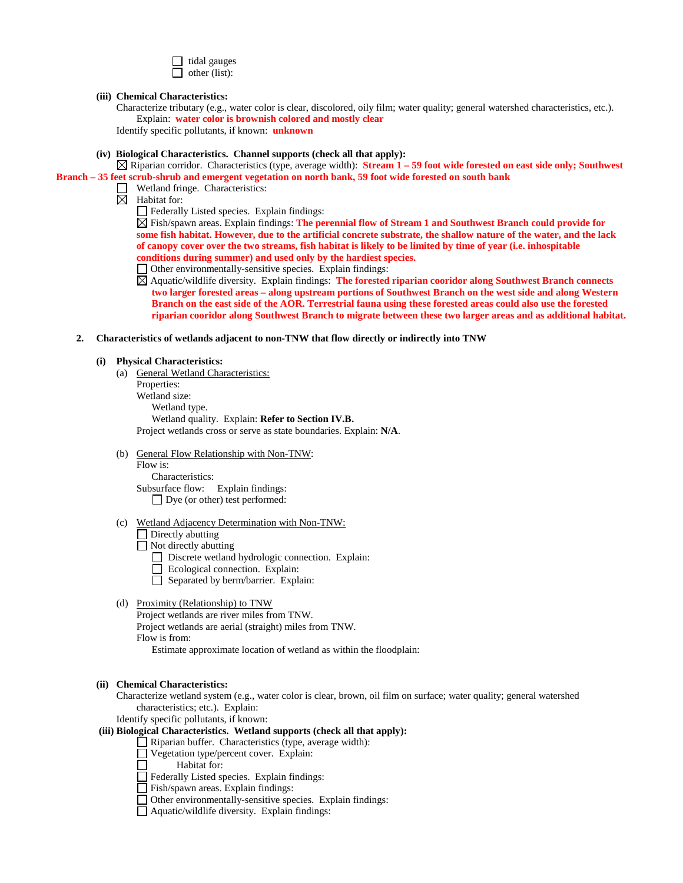☐ tidal gauges
☐ other (list):

**(iii) Chemical Characteristics:**

Characterize tributary (e.g., water color is clear, discolored, oily film; water quality; general watershed characteristics, etc.). Explain: **water color is brownish colored and mostly clear**

Identify specific pollutants, if known: **unknown**

**(iv) Biological Characteristics. Channel supports (check all that apply):**

☒ Riparian corridor. Characteristics (type, average width): **Stream 1 – 59 foot wide forested on east side only; Southwest Branch – 35 feet scrub-shrub and emergent vegetation on north bank, 59 foot wide forested on south bank**

☐ Wetland fringe. Characteristics:

☒ Habitat for:

☐ Federally Listed species. Explain findings:

☒ Fish/spawn areas. Explain findings: **The perennial flow of Stream 1 and Southwest Branch could provide for some fish habitat. However, due to the artificial concrete substrate, the shallow nature of the water, and the lack of canopy cover over the two streams, fish habitat is likely to be limited by time of year (i.e. inhospitable conditions during summer) and used only by the hardiest species.**

☐ Other environmentally-sensitive species. Explain findings:

☒ Aquatic/wildlife diversity. Explain findings: **The forested riparian cooridor along Southwest Branch connects two larger forested areas – along upstream portions of Southwest Branch on the west side and along Western Branch on the east side of the AOR. Terrestrial fauna using these forested areas could also use the forested riparian cooridor along Southwest Branch to migrate between these two larger areas and as additional habitat.**

**2. Characteristics of wetlands adjacent to non-TNW that flow directly or indirectly into TNW**

**(i) Physical Characteristics:**

(a) General Wetland Characteristics:

Properties:

Wetland size:

Wetland type.

Wetland quality. Explain: **Refer to Section IV.B.**

Project wetlands cross or serve as state boundaries. Explain: **N/A**.

(b) General Flow Relationship with Non-TNW:

Flow is:

Characteristics:

Subsurface flow: Explain findings:

☐ Dye (or other) test performed:

(c) Wetland Adjacency Determination with Non-TNW:

☐ Directly abutting

☐ Not directly abutting

☐ Discrete wetland hydrologic connection. Explain:

☐ Ecological connection. Explain:

☐ Separated by berm/barrier. Explain:

(d) Proximity (Relationship) to TNW

Project wetlands are river miles from TNW.

Project wetlands are aerial (straight) miles from TNW.

Flow is from:

Estimate approximate location of wetland as within the floodplain:

**(ii) Chemical Characteristics:**

Characterize wetland system (e.g., water color is clear, brown, oil film on surface; water quality; general watershed characteristics; etc.). Explain:

Identify specific pollutants, if known:

**(iii) Biological Characteristics. Wetland supports (check all that apply):**

☐ Riparian buffer. Characteristics (type, average width):

☐ Vegetation type/percent cover. Explain:

☐ Habitat for:

☐ Federally Listed species. Explain findings:

☐ Fish/spawn areas. Explain findings:

☐ Other environmentally-sensitive species. Explain findings:

☐ Aquatic/wildlife diversity. Explain findings: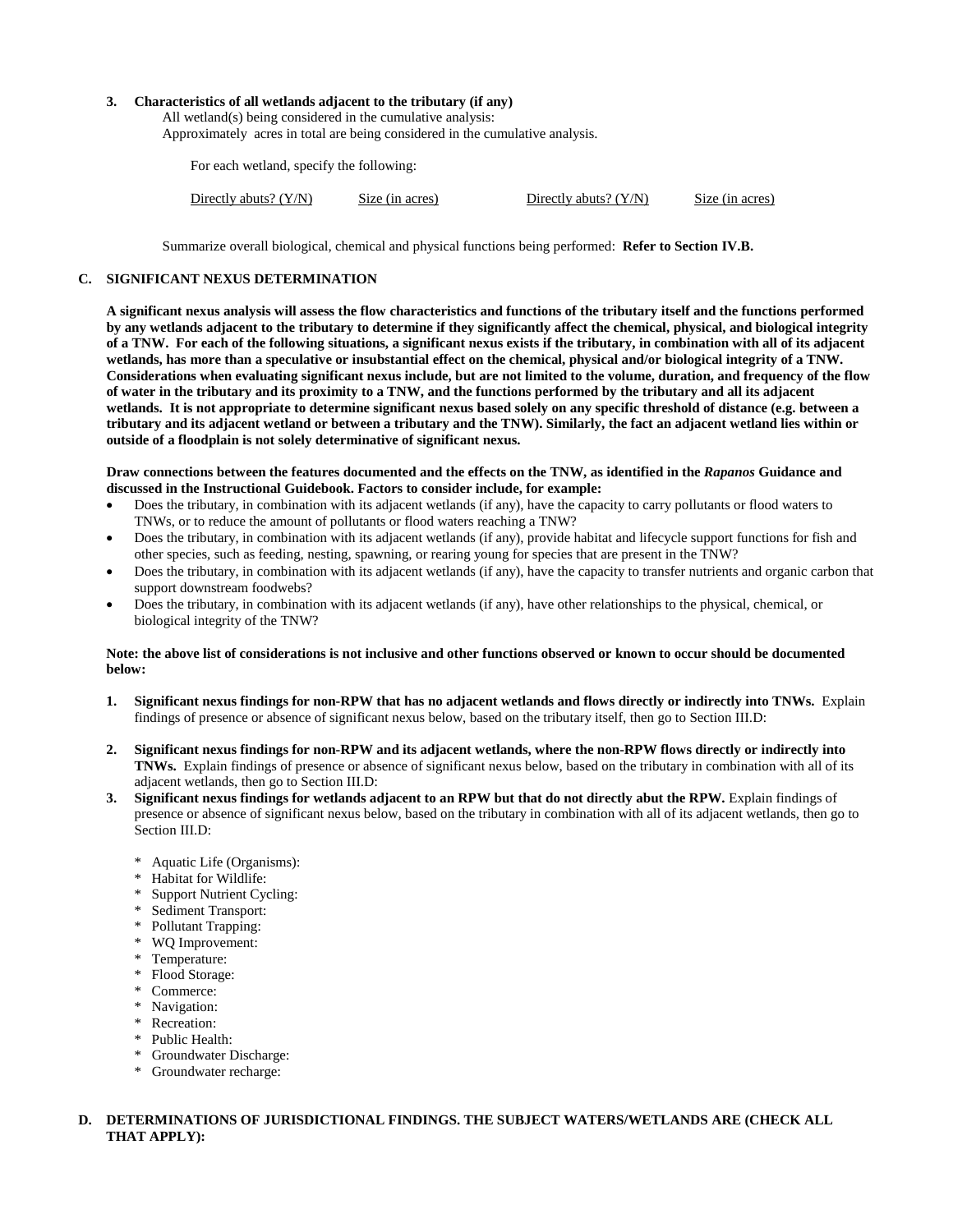**3. Characteristics of all wetlands adjacent to the tributary (if any)**

All wetland(s) being considered in the cumulative analysis:

Approximately acres in total are being considered in the cumulative analysis.

For each wetland, specify the following:

| Directly abuts? (Y/N) | Size (in acres) | Directly abuts? (Y/N) | Size (in acres) |
|---|---|---|---|

Summarize overall biological, chemical and physical functions being performed: **Refer to Section IV.B.**

## C. SIGNIFICANT NEXUS DETERMINATION

**A significant nexus analysis will assess the flow characteristics and functions of the tributary itself and the functions performed by any wetlands adjacent to the tributary to determine if they significantly affect the chemical, physical, and biological integrity of a TNW. For each of the following situations, a significant nexus exists if the tributary, in combination with all of its adjacent wetlands, has more than a speculative or insubstantial effect on the chemical, physical and/or biological integrity of a TNW. Considerations when evaluating significant nexus include, but are not limited to the volume, duration, and frequency of the flow of water in the tributary and its proximity to a TNW, and the functions performed by the tributary and all its adjacent wetlands. It is not appropriate to determine significant nexus based solely on any specific threshold of distance (e.g. between a tributary and its adjacent wetland or between a tributary and the TNW). Similarly, the fact an adjacent wetland lies within or outside of a floodplain is not solely determinative of significant nexus.**

**Draw connections between the features documented and the effects on the TNW, as identified in the *Rapanos* Guidance and discussed in the Instructional Guidebook. Factors to consider include, for example:**

- Does the tributary, in combination with its adjacent wetlands (if any), have the capacity to carry pollutants or flood waters to TNWs, or to reduce the amount of pollutants or flood waters reaching a TNW?
- Does the tributary, in combination with its adjacent wetlands (if any), provide habitat and lifecycle support functions for fish and other species, such as feeding, nesting, spawning, or rearing young for species that are present in the TNW?
- Does the tributary, in combination with its adjacent wetlands (if any), have the capacity to transfer nutrients and organic carbon that support downstream foodwebs?
- Does the tributary, in combination with its adjacent wetlands (if any), have other relationships to the physical, chemical, or biological integrity of the TNW?

**Note: the above list of considerations is not inclusive and other functions observed or known to occur should be documented below:**

1. **Significant nexus findings for non-RPW that has no adjacent wetlands and flows directly or indirectly into TNWs.** Explain findings of presence or absence of significant nexus below, based on the tributary itself, then go to Section III.D:

2. **Significant nexus findings for non-RPW and its adjacent wetlands, where the non-RPW flows directly or indirectly into TNWs.** Explain findings of presence or absence of significant nexus below, based on the tributary in combination with all of its adjacent wetlands, then go to Section III.D:

3. **Significant nexus findings for wetlands adjacent to an RPW but that do not directly abut the RPW.** Explain findings of presence or absence of significant nexus below, based on the tributary in combination with all of its adjacent wetlands, then go to Section III.D:

   * Aquatic Life (Organisms):
   * Habitat for Wildlife:
   * Support Nutrient Cycling:
   * Sediment Transport:
   * Pollutant Trapping:
   * WQ Improvement:
   * Temperature:
   * Flood Storage:
   * Commerce:
   * Navigation:
   * Recreation:
   * Public Health:
   * Groundwater Discharge:
   * Groundwater recharge:

## D. DETERMINATIONS OF JURISDICTIONAL FINDINGS. THE SUBJECT WATERS/WETLANDS ARE (CHECK ALL THAT APPLY):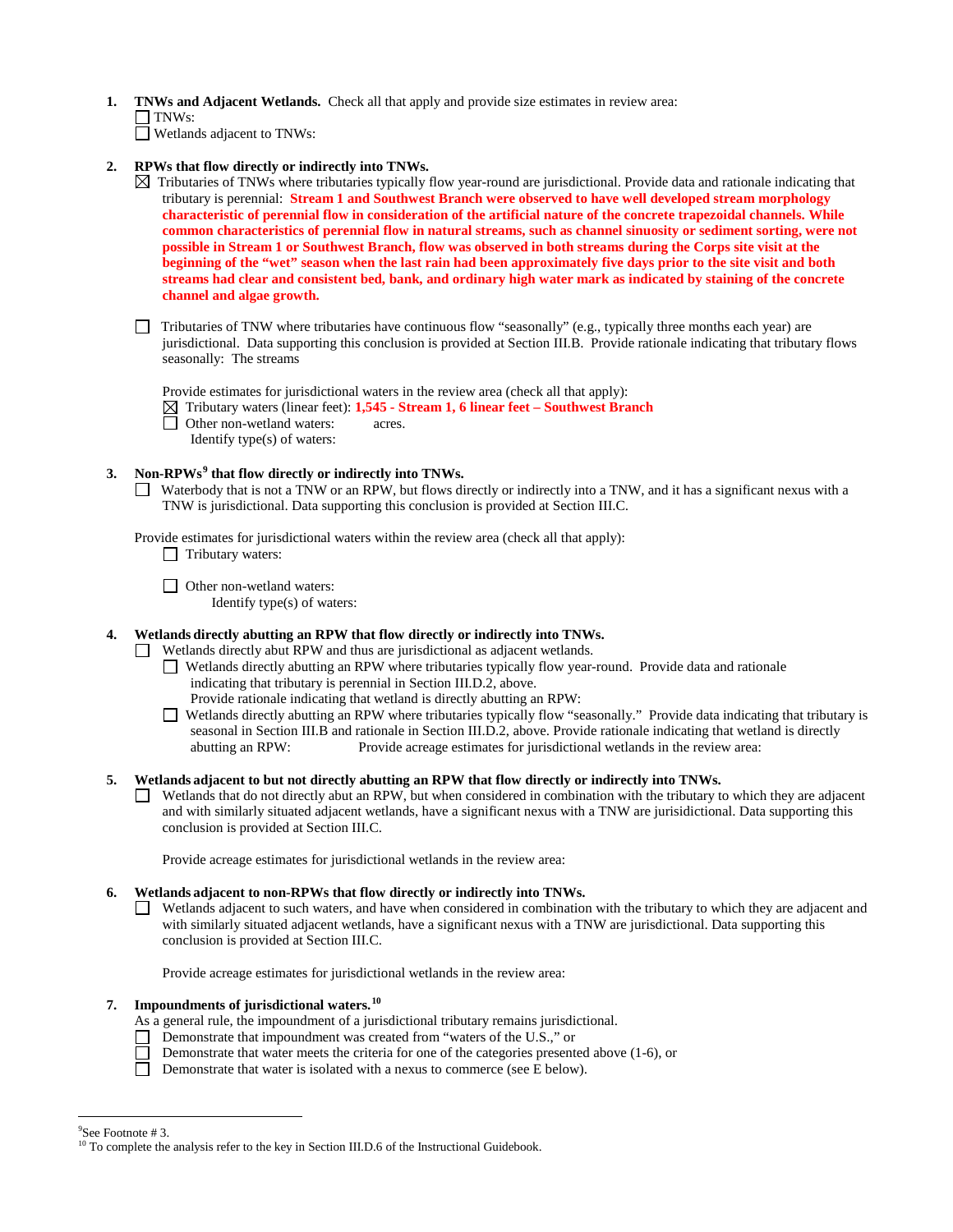1. **TNWs and Adjacent Wetlands.** Check all that apply and provide size estimates in review area:
   ☐ TNWs:
   ☐ Wetlands adjacent to TNWs:

2. **RPWs that flow directly or indirectly into TNWs.**
   ☒ Tributaries of TNWs where tributaries typically flow year-round are jurisdictional. Provide data and rationale indicating that tributary is perennial: **Stream 1 and Southwest Branch were observed to have well developed stream morphology characteristic of perennial flow in consideration of the artificial nature of the concrete trapezoidal channels. While common characteristics of perennial flow in natural streams, such as channel sinuosity or sediment sorting, were not possible in Stream 1 or Southwest Branch, flow was observed in both streams during the Corps site visit at the beginning of the "wet" season when the last rain had been approximately five days prior to the site visit and both streams had clear and consistent bed, bank, and ordinary high water mark as indicated by staining of the concrete channel and algae growth.**

   ☐ Tributaries of TNW where tributaries have continuous flow "seasonally" (e.g., typically three months each year) are jurisdictional. Data supporting this conclusion is provided at Section III.B. Provide rationale indicating that tributary flows seasonally: The streams

   Provide estimates for jurisdictional waters in the review area (check all that apply):
   ☒ Tributary waters (linear feet): **1,545 - Stream 1, 6 linear feet – Southwest Branch**
   ☐ Other non-wetland waters: acres.
   Identify type(s) of waters:

3. **Non-RPWs[9] that flow directly or indirectly into TNWs.**
   ☐ Waterbody that is not a TNW or an RPW, but flows directly or indirectly into a TNW, and it has a significant nexus with a TNW is jurisdictional. Data supporting this conclusion is provided at Section III.C.

   Provide estimates for jurisdictional waters within the review area (check all that apply):
   ☐ Tributary waters:

   ☐ Other non-wetland waters:
   Identify type(s) of waters:

4. **Wetlands directly abutting an RPW that flow directly or indirectly into TNWs.**
   ☐ Wetlands directly abut RPW and thus are jurisdictional as adjacent wetlands.
   ☐ Wetlands directly abutting an RPW where tributaries typically flow year-round. Provide data and rationale indicating that tributary is perennial in Section III.D.2, above.
   Provide rationale indicating that wetland is directly abutting an RPW:
   ☐ Wetlands directly abutting an RPW where tributaries typically flow "seasonally." Provide data indicating that tributary is seasonal in Section III.B and rationale in Section III.D.2, above. Provide rationale indicating that wetland is directly abutting an RPW: Provide acreage estimates for jurisdictional wetlands in the review area:

5. **Wetlands adjacent to but not directly abutting an RPW that flow directly or indirectly into TNWs.**
   ☐ Wetlands that do not directly abut an RPW, but when considered in combination with the tributary to which they are adjacent and with similarly situated adjacent wetlands, have a significant nexus with a TNW are jurisidictional. Data supporting this conclusion is provided at Section III.C.

   Provide acreage estimates for jurisdictional wetlands in the review area:

6. **Wetlands adjacent to non-RPWs that flow directly or indirectly into TNWs.**
   ☐ Wetlands adjacent to such waters, and have when considered in combination with the tributary to which they are adjacent and with similarly situated adjacent wetlands, have a significant nexus with a TNW are jurisdictional. Data supporting this conclusion is provided at Section III.C.

   Provide acreage estimates for jurisdictional wetlands in the review area:

7. **Impoundments of jurisdictional waters.[10]**
   As a general rule, the impoundment of a jurisdictional tributary remains jurisdictional.
   ☐ Demonstrate that impoundment was created from "waters of the U.S.," or
   ☐ Demonstrate that water meets the criteria for one of the categories presented above (1-6), or
   ☐ Demonstrate that water is isolated with a nexus to commerce (see E below).

---

[9] See Footnote # 3.
[10] To complete the analysis refer to the key in Section III.D.6 of the Instructional Guidebook.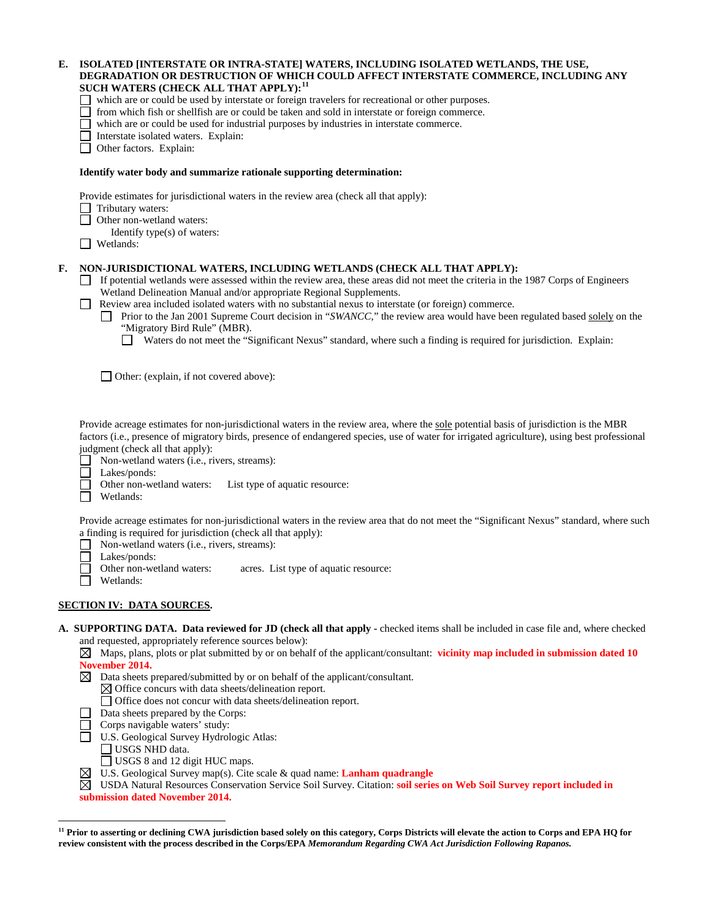**E. ISOLATED [INTERSTATE OR INTRA-STATE] WATERS, INCLUDING ISOLATED WETLANDS, THE USE, DEGRADATION OR DESTRUCTION OF WHICH COULD AFFECT INTERSTATE COMMERCE, INCLUDING ANY SUCH WATERS (CHECK ALL THAT APPLY):[11]**

☐ which are or could be used by interstate or foreign travelers for recreational or other purposes.
☐ from which fish or shellfish are or could be taken and sold in interstate or foreign commerce.
☐ which are or could be used for industrial purposes by industries in interstate commerce.
☐ Interstate isolated waters. Explain:
☐ Other factors. Explain:

**Identify water body and summarize rationale supporting determination:**

Provide estimates for jurisdictional waters in the review area (check all that apply):
☐ Tributary waters:
☐ Other non-wetland waters:
  Identify type(s) of waters:
☐ Wetlands:

**F. NON-JURISDICTIONAL WATERS, INCLUDING WETLANDS (CHECK ALL THAT APPLY):**

☐ If potential wetlands were assessed within the review area, these areas did not meet the criteria in the 1987 Corps of Engineers Wetland Delineation Manual and/or appropriate Regional Supplements.
☐ Review area included isolated waters with no substantial nexus to interstate (or foreign) commerce.
  ☐ Prior to the Jan 2001 Supreme Court decision in "*SWANCC*," the review area would have been regulated based solely on the "Migratory Bird Rule" (MBR).
    ☐ Waters do not meet the "Significant Nexus" standard, where such a finding is required for jurisdiction. Explain:

  ☐ Other: (explain, if not covered above):

Provide acreage estimates for non-jurisdictional waters in the review area, where the sole potential basis of jurisdiction is the MBR factors (i.e., presence of migratory birds, presence of endangered species, use of water for irrigated agriculture), using best professional judgment (check all that apply):
☐ Non-wetland waters (i.e., rivers, streams):
☐ Lakes/ponds:
☐ Other non-wetland waters: List type of aquatic resource:
☐ Wetlands:

Provide acreage estimates for non-jurisdictional waters in the review area that do not meet the "Significant Nexus" standard, where such a finding is required for jurisdiction (check all that apply):
☐ Non-wetland waters (i.e., rivers, streams):
☐ Lakes/ponds:
☐ Other non-wetland waters: acres. List type of aquatic resource:
☐ Wetlands:

## SECTION IV: DATA SOURCES.

**A. SUPPORTING DATA. Data reviewed for JD (check all that apply** - checked items shall be included in case file and, where checked and requested, appropriately reference sources below):

☒ Maps, plans, plots or plat submitted by or on behalf of the applicant/consultant: **vicinity map included in submission dated 10 November 2014.**
☒ Data sheets prepared/submitted by or on behalf of the applicant/consultant.
  ☒ Office concurs with data sheets/delineation report.
  ☐ Office does not concur with data sheets/delineation report.
☐ Data sheets prepared by the Corps:
☐ Corps navigable waters' study:
☐ U.S. Geological Survey Hydrologic Atlas:
  ☐ USGS NHD data.
  ☐ USGS 8 and 12 digit HUC maps.
☒ U.S. Geological Survey map(s). Cite scale & quad name: **Lanham quadrangle**
☒ USDA Natural Resources Conservation Service Soil Survey. Citation: **soil series on Web Soil Survey report included in submission dated November 2014.**

---

[11] **Prior to asserting or declining CWA jurisdiction based solely on this category, Corps Districts will elevate the action to Corps and EPA HQ for review consistent with the process described in the Corps/EPA *Memorandum Regarding CWA Act Jurisdiction Following Rapanos.***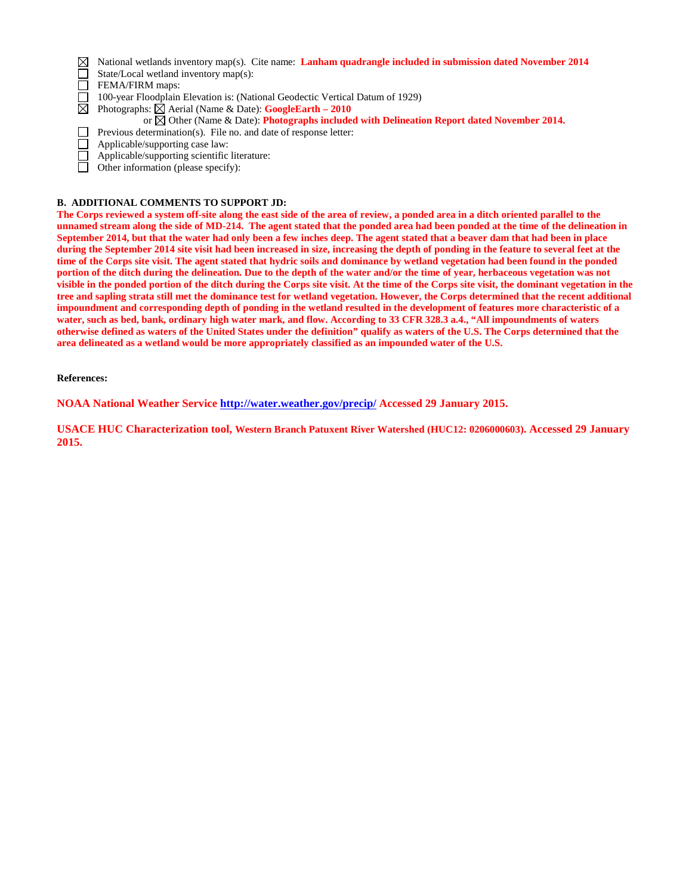☒ National wetlands inventory map(s). Cite name: **Lanham quadrangle included in submission dated November 2014**

☐ State/Local wetland inventory map(s):

☐ FEMA/FIRM maps:

☐ 100-year Floodplain Elevation is: (National Geodectic Vertical Datum of 1929)

☒ Photographs: ☒ Aerial (Name & Date): **GoogleEarth – 2010**

or ☒ Other (Name & Date): **Photographs included with Delineation Report dated November 2014.**

☐ Previous determination(s). File no. and date of response letter:

☐ Applicable/supporting case law:

☐ Applicable/supporting scientific literature:

☐ Other information (please specify):

**B. ADDITIONAL COMMENTS TO SUPPORT JD:**

**The Corps reviewed a system off-site along the east side of the area of review, a ponded area in a ditch oriented parallel to the unnamed stream along the side of MD-214. The agent stated that the ponded area had been ponded at the time of the delineation in September 2014, but that the water had only been a few inches deep. The agent stated that a beaver dam that had been in place during the September 2014 site visit had been increased in size, increasing the depth of ponding in the feature to several feet at the time of the Corps site visit. The agent stated that hydric soils and dominance by wetland vegetation had been found in the ponded portion of the ditch during the delineation. Due to the depth of the water and/or the time of year, herbaceous vegetation was not visible in the ponded portion of the ditch during the Corps site visit. At the time of the Corps site visit, the dominant vegetation in the tree and sapling strata still met the dominance test for wetland vegetation. However, the Corps determined that the recent additional impoundment and corresponding depth of ponding in the wetland resulted in the development of features more characteristic of a water, such as bed, bank, ordinary high water mark, and flow. According to 33 CFR 328.3 a.4., "All impoundments of waters otherwise defined as waters of the United States under the definition" qualify as waters of the U.S. The Corps determined that the area delineated as a wetland would be more appropriately classified as an impounded water of the U.S.**

**References:**

**NOAA National Weather Service http://water.weather.gov/precip/ Accessed 29 January 2015.**

**USACE HUC Characterization tool, Western Branch Patuxent River Watershed (HUC12: 0206000603). Accessed 29 January 2015.**